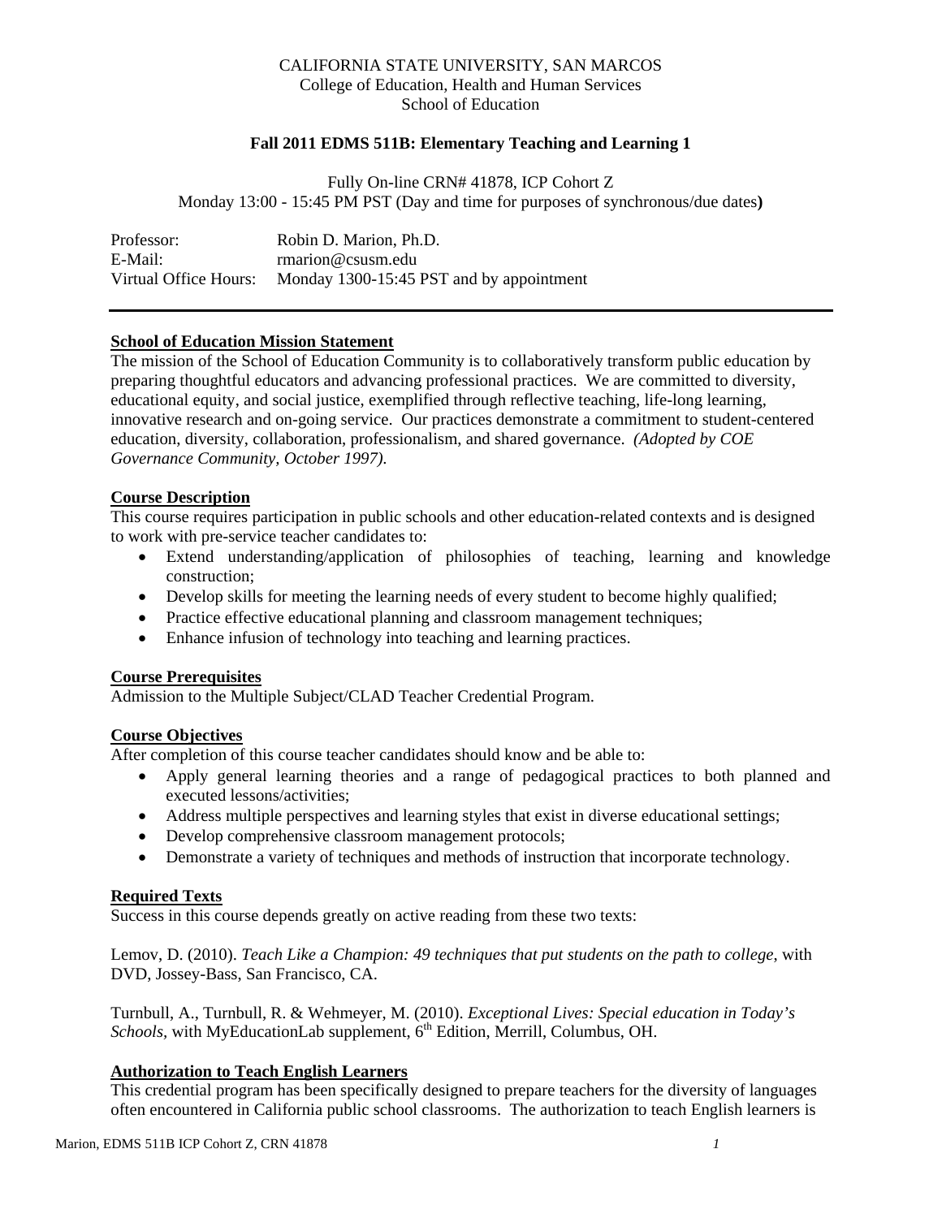CALIFORNIA STATE UNIVERSITY, SAN MARCOS
College of Education, Health and Human Services
School of Education

**Fall 2011 EDMS 511B: Elementary Teaching and Learning 1**

Fully On-line CRN# 41878, ICP Cohort Z
Monday 13:00 - 15:45 PM PST (Day and time for purposes of synchronous/due dates**)**

| | |
|---|---|
| Professor: | Robin D. Marion, Ph.D. |
| E-Mail: | rmarion@csusm.edu |
| Virtual Office Hours: | Monday 1300-15:45 PST and by appointment |

---

## School of Education Mission Statement

The mission of the School of Education Community is to collaboratively transform public education by preparing thoughtful educators and advancing professional practices. We are committed to diversity, educational equity, and social justice, exemplified through reflective teaching, life-long learning, innovative research and on-going service. Our practices demonstrate a commitment to student-centered education, diversity, collaboration, professionalism, and shared governance. *(Adopted by COE Governance Community, October 1997).*

## Course Description

This course requires participation in public schools and other education-related contexts and is designed to work with pre-service teacher candidates to:

- Extend understanding/application of philosophies of teaching, learning and knowledge construction;
- Develop skills for meeting the learning needs of every student to become highly qualified;
- Practice effective educational planning and classroom management techniques;
- Enhance infusion of technology into teaching and learning practices.

## Course Prerequisites

Admission to the Multiple Subject/CLAD Teacher Credential Program.

## Course Objectives

After completion of this course teacher candidates should know and be able to:

- Apply general learning theories and a range of pedagogical practices to both planned and executed lessons/activities;
- Address multiple perspectives and learning styles that exist in diverse educational settings;
- Develop comprehensive classroom management protocols;
- Demonstrate a variety of techniques and methods of instruction that incorporate technology.

## Required Texts

Success in this course depends greatly on active reading from these two texts:

Lemov, D. (2010). *Teach Like a Champion: 49 techniques that put students on the path to college*, with DVD, Jossey-Bass, San Francisco, CA.

Turnbull, A., Turnbull, R. & Wehmeyer, M. (2010). *Exceptional Lives: Special education in Today's Schools*, with MyEducationLab supplement, 6th Edition, Merrill, Columbus, OH.

## Authorization to Teach English Learners

This credential program has been specifically designed to prepare teachers for the diversity of languages often encountered in California public school classrooms. The authorization to teach English learners is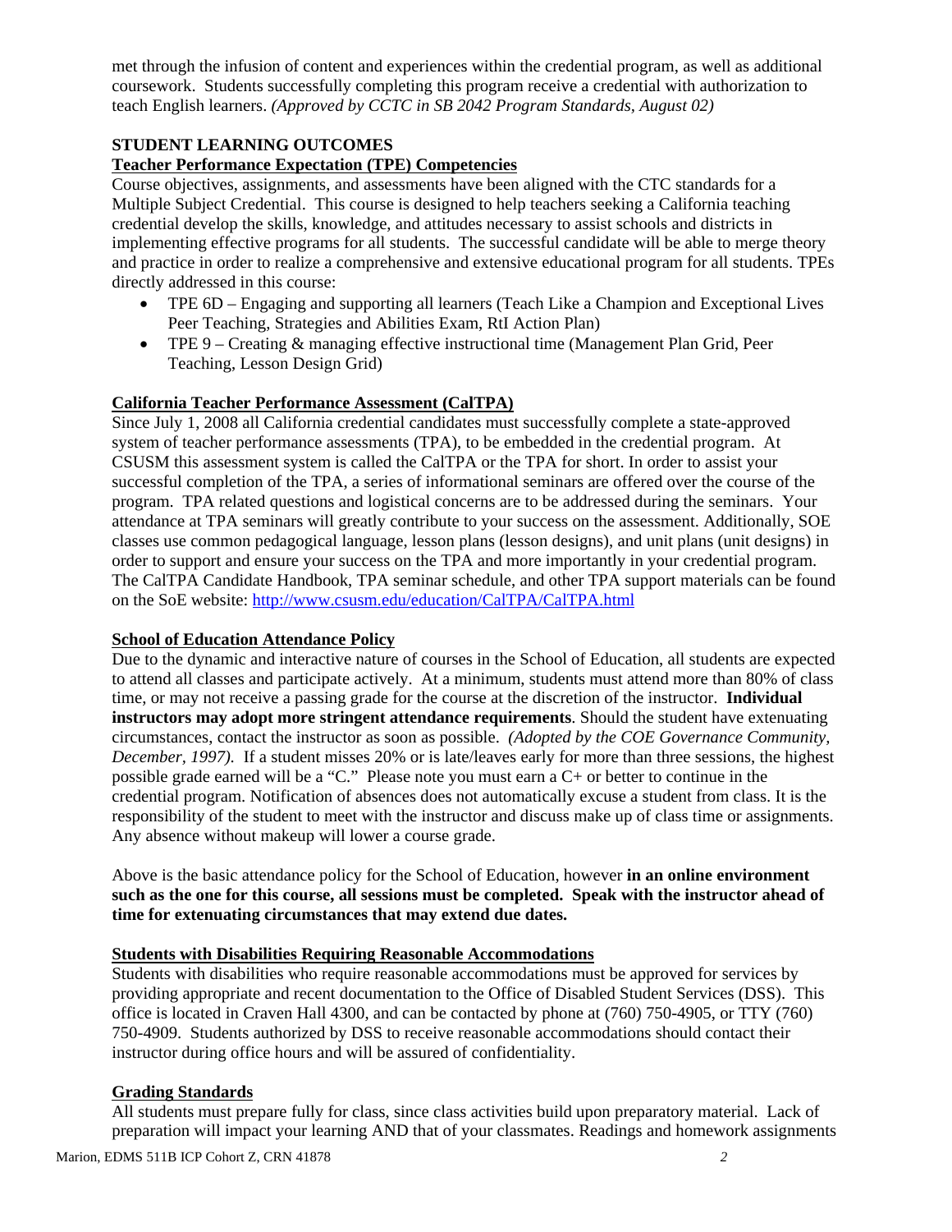met through the infusion of content and experiences within the credential program, as well as additional coursework. Students successfully completing this program receive a credential with authorization to teach English learners. *(Approved by CCTC in SB 2042 Program Standards, August 02)*

## STUDENT LEARNING OUTCOMES

### Teacher Performance Expectation (TPE) Competencies

Course objectives, assignments, and assessments have been aligned with the CTC standards for a Multiple Subject Credential. This course is designed to help teachers seeking a California teaching credential develop the skills, knowledge, and attitudes necessary to assist schools and districts in implementing effective programs for all students. The successful candidate will be able to merge theory and practice in order to realize a comprehensive and extensive educational program for all students. TPEs directly addressed in this course:

- TPE 6D – Engaging and supporting all learners (Teach Like a Champion and Exceptional Lives Peer Teaching, Strategies and Abilities Exam, RtI Action Plan)
- TPE 9 – Creating & managing effective instructional time (Management Plan Grid, Peer Teaching, Lesson Design Grid)

### California Teacher Performance Assessment (CalTPA)

Since July 1, 2008 all California credential candidates must successfully complete a state-approved system of teacher performance assessments (TPA), to be embedded in the credential program. At CSUSM this assessment system is called the CalTPA or the TPA for short. In order to assist your successful completion of the TPA, a series of informational seminars are offered over the course of the program. TPA related questions and logistical concerns are to be addressed during the seminars. Your attendance at TPA seminars will greatly contribute to your success on the assessment. Additionally, SOE classes use common pedagogical language, lesson plans (lesson designs), and unit plans (unit designs) in order to support and ensure your success on the TPA and more importantly in your credential program. The CalTPA Candidate Handbook, TPA seminar schedule, and other TPA support materials can be found on the SoE website: http://www.csusm.edu/education/CalTPA/CalTPA.html

### School of Education Attendance Policy

Due to the dynamic and interactive nature of courses in the School of Education, all students are expected to attend all classes and participate actively. At a minimum, students must attend more than 80% of class time, or may not receive a passing grade for the course at the discretion of the instructor. **Individual instructors may adopt more stringent attendance requirements**. Should the student have extenuating circumstances, contact the instructor as soon as possible. *(Adopted by the COE Governance Community, December, 1997).* If a student misses 20% or is late/leaves early for more than three sessions, the highest possible grade earned will be a "C." Please note you must earn a C+ or better to continue in the credential program. Notification of absences does not automatically excuse a student from class. It is the responsibility of the student to meet with the instructor and discuss make up of class time or assignments. Any absence without makeup will lower a course grade.

Above is the basic attendance policy for the School of Education, however **in an online environment such as the one for this course, all sessions must be completed. Speak with the instructor ahead of time for extenuating circumstances that may extend due dates.**

### Students with Disabilities Requiring Reasonable Accommodations

Students with disabilities who require reasonable accommodations must be approved for services by providing appropriate and recent documentation to the Office of Disabled Student Services (DSS). This office is located in Craven Hall 4300, and can be contacted by phone at (760) 750-4905, or TTY (760) 750-4909. Students authorized by DSS to receive reasonable accommodations should contact their instructor during office hours and will be assured of confidentiality.

### Grading Standards

All students must prepare fully for class, since class activities build upon preparatory material. Lack of preparation will impact your learning AND that of your classmates. Readings and homework assignments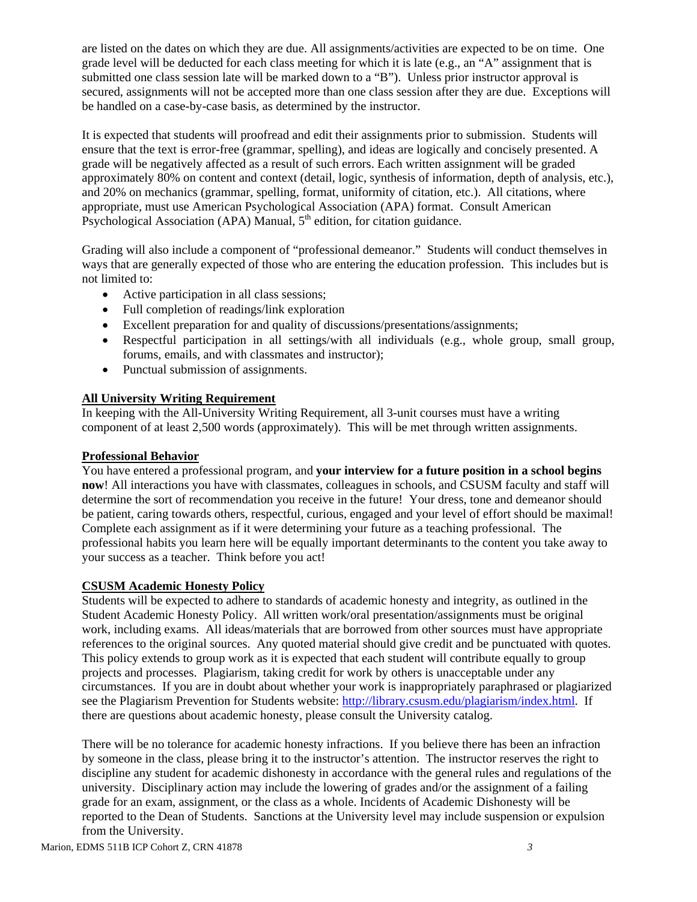are listed on the dates on which they are due. All assignments/activities are expected to be on time. One grade level will be deducted for each class meeting for which it is late (e.g., an "A" assignment that is submitted one class session late will be marked down to a "B"). Unless prior instructor approval is secured, assignments will not be accepted more than one class session after they are due. Exceptions will be handled on a case-by-case basis, as determined by the instructor.

It is expected that students will proofread and edit their assignments prior to submission. Students will ensure that the text is error-free (grammar, spelling), and ideas are logically and concisely presented. A grade will be negatively affected as a result of such errors. Each written assignment will be graded approximately 80% on content and context (detail, logic, synthesis of information, depth of analysis, etc.), and 20% on mechanics (grammar, spelling, format, uniformity of citation, etc.). All citations, where appropriate, must use American Psychological Association (APA) format. Consult American Psychological Association (APA) Manual, 5th edition, for citation guidance.

Grading will also include a component of "professional demeanor." Students will conduct themselves in ways that are generally expected of those who are entering the education profession. This includes but is not limited to:

- Active participation in all class sessions;
- Full completion of readings/link exploration
- Excellent preparation for and quality of discussions/presentations/assignments;
- Respectful participation in all settings/with all individuals (e.g., whole group, small group, forums, emails, and with classmates and instructor);
- Punctual submission of assignments.

## All University Writing Requirement

In keeping with the All-University Writing Requirement, all 3-unit courses must have a writing component of at least 2,500 words (approximately). This will be met through written assignments.

## Professional Behavior

You have entered a professional program, and **your interview for a future position in a school begins now**! All interactions you have with classmates, colleagues in schools, and CSUSM faculty and staff will determine the sort of recommendation you receive in the future! Your dress, tone and demeanor should be patient, caring towards others, respectful, curious, engaged and your level of effort should be maximal! Complete each assignment as if it were determining your future as a teaching professional. The professional habits you learn here will be equally important determinants to the content you take away to your success as a teacher. Think before you act!

## CSUSM Academic Honesty Policy

Students will be expected to adhere to standards of academic honesty and integrity, as outlined in the Student Academic Honesty Policy. All written work/oral presentation/assignments must be original work, including exams. All ideas/materials that are borrowed from other sources must have appropriate references to the original sources. Any quoted material should give credit and be punctuated with quotes. This policy extends to group work as it is expected that each student will contribute equally to group projects and processes. Plagiarism, taking credit for work by others is unacceptable under any circumstances. If you are in doubt about whether your work is inappropriately paraphrased or plagiarized see the Plagiarism Prevention for Students website: http://library.csusm.edu/plagiarism/index.html. If there are questions about academic honesty, please consult the University catalog.

There will be no tolerance for academic honesty infractions. If you believe there has been an infraction by someone in the class, please bring it to the instructor's attention. The instructor reserves the right to discipline any student for academic dishonesty in accordance with the general rules and regulations of the university. Disciplinary action may include the lowering of grades and/or the assignment of a failing grade for an exam, assignment, or the class as a whole. Incidents of Academic Dishonesty will be reported to the Dean of Students. Sanctions at the University level may include suspension or expulsion from the University.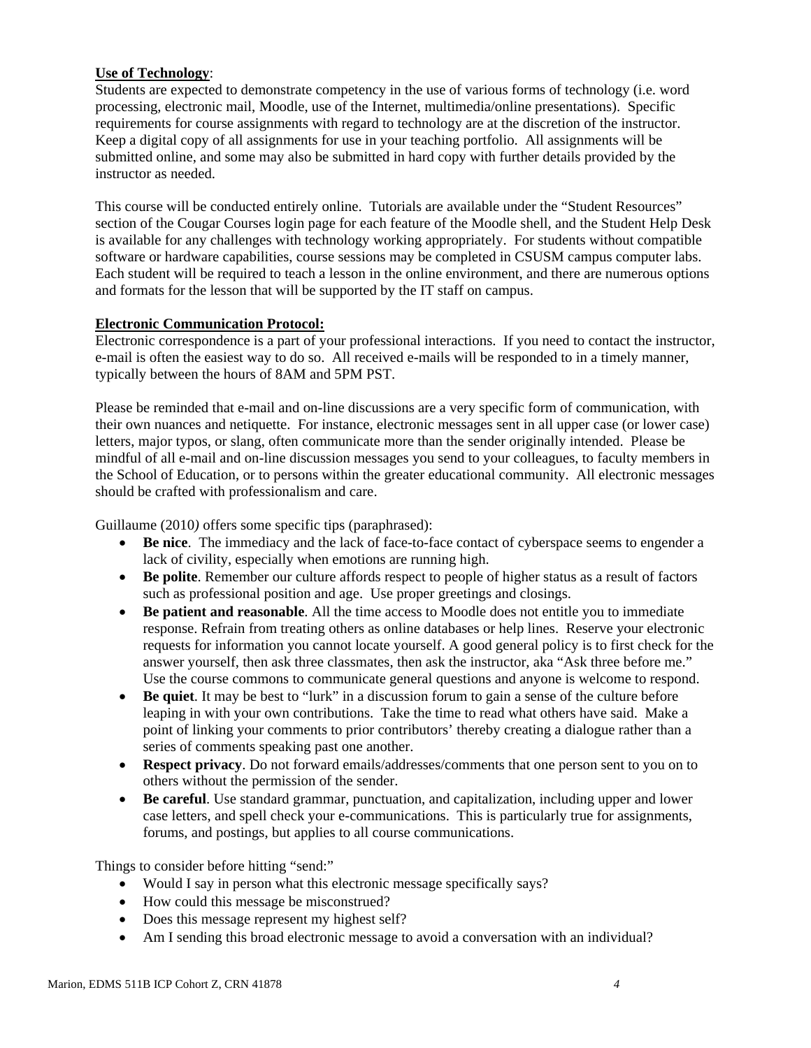**Use of Technology**:
Students are expected to demonstrate competency in the use of various forms of technology (i.e. word processing, electronic mail, Moodle, use of the Internet, multimedia/online presentations). Specific requirements for course assignments with regard to technology are at the discretion of the instructor. Keep a digital copy of all assignments for use in your teaching portfolio. All assignments will be submitted online, and some may also be submitted in hard copy with further details provided by the instructor as needed.

This course will be conducted entirely online. Tutorials are available under the "Student Resources" section of the Cougar Courses login page for each feature of the Moodle shell, and the Student Help Desk is available for any challenges with technology working appropriately. For students without compatible software or hardware capabilities, course sessions may be completed in CSUSM campus computer labs. Each student will be required to teach a lesson in the online environment, and there are numerous options and formats for the lesson that will be supported by the IT staff on campus.

**Electronic Communication Protocol:**
Electronic correspondence is a part of your professional interactions. If you need to contact the instructor, e-mail is often the easiest way to do so. All received e-mails will be responded to in a timely manner, typically between the hours of 8AM and 5PM PST.

Please be reminded that e-mail and on-line discussions are a very specific form of communication, with their own nuances and netiquette. For instance, electronic messages sent in all upper case (or lower case) letters, major typos, or slang, often communicate more than the sender originally intended. Please be mindful of all e-mail and on-line discussion messages you send to your colleagues, to faculty members in the School of Education, or to persons within the greater educational community. All electronic messages should be crafted with professionalism and care.

Guillaume (2010*)* offers some specific tips (paraphrased):

- **Be nice**. The immediacy and the lack of face-to-face contact of cyberspace seems to engender a lack of civility, especially when emotions are running high.
- **Be polite**. Remember our culture affords respect to people of higher status as a result of factors such as professional position and age. Use proper greetings and closings.
- **Be patient and reasonable**. All the time access to Moodle does not entitle you to immediate response. Refrain from treating others as online databases or help lines. Reserve your electronic requests for information you cannot locate yourself. A good general policy is to first check for the answer yourself, then ask three classmates, then ask the instructor, aka "Ask three before me." Use the course commons to communicate general questions and anyone is welcome to respond.
- **Be quiet**. It may be best to "lurk" in a discussion forum to gain a sense of the culture before leaping in with your own contributions. Take the time to read what others have said. Make a point of linking your comments to prior contributors' thereby creating a dialogue rather than a series of comments speaking past one another.
- **Respect privacy**. Do not forward emails/addresses/comments that one person sent to you on to others without the permission of the sender.
- **Be careful**. Use standard grammar, punctuation, and capitalization, including upper and lower case letters, and spell check your e-communications. This is particularly true for assignments, forums, and postings, but applies to all course communications.

Things to consider before hitting "send:"

- Would I say in person what this electronic message specifically says?
- How could this message be misconstrued?
- Does this message represent my highest self?
- Am I sending this broad electronic message to avoid a conversation with an individual?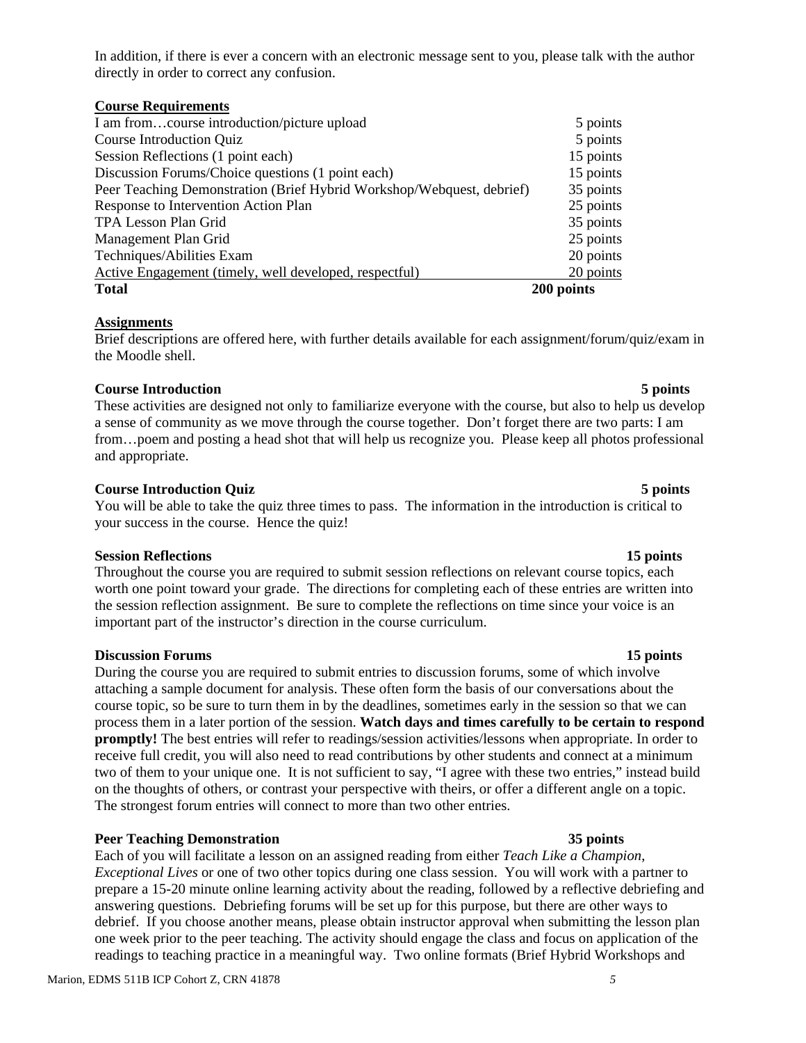In addition, if there is ever a concern with an electronic message sent to you, please talk with the author directly in order to correct any confusion.

**Course Requirements**

| | |
|---|---|
| I am from…course introduction/picture upload | 5 points |
| Course Introduction Quiz | 5 points |
| Session Reflections (1 point each) | 15 points |
| Discussion Forums/Choice questions (1 point each) | 15 points |
| Peer Teaching Demonstration (Brief Hybrid Workshop/Webquest, debrief) | 35 points |
| Response to Intervention Action Plan | 25 points |
| TPA Lesson Plan Grid | 35 points |
| Management Plan Grid | 25 points |
| Techniques/Abilities Exam | 20 points |
| Active Engagement (timely, well developed, respectful) | 20 points |
| **Total** | **200 points** |

**Assignments**

Brief descriptions are offered here, with further details available for each assignment/forum/quiz/exam in the Moodle shell.

**Course Introduction** **5 points**

These activities are designed not only to familiarize everyone with the course, but also to help us develop a sense of community as we move through the course together. Don't forget there are two parts: I am from…poem and posting a head shot that will help us recognize you. Please keep all photos professional and appropriate.

**Course Introduction Quiz** **5 points**

You will be able to take the quiz three times to pass. The information in the introduction is critical to your success in the course. Hence the quiz!

**Session Reflections** **15 points**

Throughout the course you are required to submit session reflections on relevant course topics, each worth one point toward your grade. The directions for completing each of these entries are written into the session reflection assignment. Be sure to complete the reflections on time since your voice is an important part of the instructor's direction in the course curriculum.

**Discussion Forums** **15 points**

During the course you are required to submit entries to discussion forums, some of which involve attaching a sample document for analysis. These often form the basis of our conversations about the course topic, so be sure to turn them in by the deadlines, sometimes early in the session so that we can process them in a later portion of the session. **Watch days and times carefully to be certain to respond promptly!** The best entries will refer to readings/session activities/lessons when appropriate. In order to receive full credit, you will also need to read contributions by other students and connect at a minimum two of them to your unique one. It is not sufficient to say, "I agree with these two entries," instead build on the thoughts of others, or contrast your perspective with theirs, or offer a different angle on a topic. The strongest forum entries will connect to more than two other entries.

**Peer Teaching Demonstration** **35 points**

Each of you will facilitate a lesson on an assigned reading from either *Teach Like a Champion*, *Exceptional Lives* or one of two other topics during one class session. You will work with a partner to prepare a 15-20 minute online learning activity about the reading, followed by a reflective debriefing and answering questions. Debriefing forums will be set up for this purpose, but there are other ways to debrief. If you choose another means, please obtain instructor approval when submitting the lesson plan one week prior to the peer teaching. The activity should engage the class and focus on application of the readings to teaching practice in a meaningful way. Two online formats (Brief Hybrid Workshops and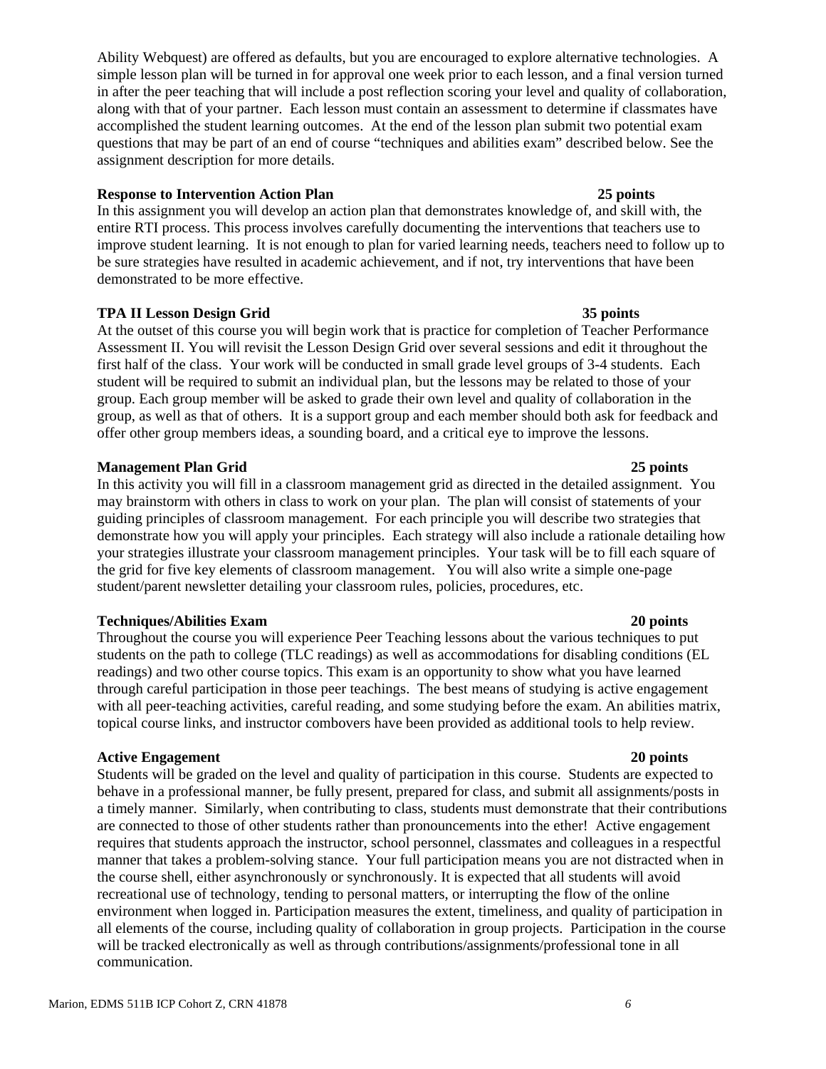Ability Webquest) are offered as defaults, but you are encouraged to explore alternative technologies. A simple lesson plan will be turned in for approval one week prior to each lesson, and a final version turned in after the peer teaching that will include a post reflection scoring your level and quality of collaboration, along with that of your partner. Each lesson must contain an assessment to determine if classmates have accomplished the student learning outcomes. At the end of the lesson plan submit two potential exam questions that may be part of an end of course "techniques and abilities exam" described below. See the assignment description for more details.

**Response to Intervention Action Plan** **25 points**

In this assignment you will develop an action plan that demonstrates knowledge of, and skill with, the entire RTI process. This process involves carefully documenting the interventions that teachers use to improve student learning. It is not enough to plan for varied learning needs, teachers need to follow up to be sure strategies have resulted in academic achievement, and if not, try interventions that have been demonstrated to be more effective.

**TPA II Lesson Design Grid** **35 points**

At the outset of this course you will begin work that is practice for completion of Teacher Performance Assessment II. You will revisit the Lesson Design Grid over several sessions and edit it throughout the first half of the class. Your work will be conducted in small grade level groups of 3-4 students. Each student will be required to submit an individual plan, but the lessons may be related to those of your group. Each group member will be asked to grade their own level and quality of collaboration in the group, as well as that of others. It is a support group and each member should both ask for feedback and offer other group members ideas, a sounding board, and a critical eye to improve the lessons.

**Management Plan Grid** **25 points**

In this activity you will fill in a classroom management grid as directed in the detailed assignment. You may brainstorm with others in class to work on your plan. The plan will consist of statements of your guiding principles of classroom management. For each principle you will describe two strategies that demonstrate how you will apply your principles. Each strategy will also include a rationale detailing how your strategies illustrate your classroom management principles. Your task will be to fill each square of the grid for five key elements of classroom management. You will also write a simple one-page student/parent newsletter detailing your classroom rules, policies, procedures, etc.

**Techniques/Abilities Exam** **20 points**

Throughout the course you will experience Peer Teaching lessons about the various techniques to put students on the path to college (TLC readings) as well as accommodations for disabling conditions (EL readings) and two other course topics. This exam is an opportunity to show what you have learned through careful participation in those peer teachings. The best means of studying is active engagement with all peer-teaching activities, careful reading, and some studying before the exam. An abilities matrix, topical course links, and instructor combovers have been provided as additional tools to help review.

**Active Engagement** **20 points**

Students will be graded on the level and quality of participation in this course. Students are expected to behave in a professional manner, be fully present, prepared for class, and submit all assignments/posts in a timely manner. Similarly, when contributing to class, students must demonstrate that their contributions are connected to those of other students rather than pronouncements into the ether! Active engagement requires that students approach the instructor, school personnel, classmates and colleagues in a respectful manner that takes a problem-solving stance. Your full participation means you are not distracted when in the course shell, either asynchronously or synchronously. It is expected that all students will avoid recreational use of technology, tending to personal matters, or interrupting the flow of the online environment when logged in. Participation measures the extent, timeliness, and quality of participation in all elements of the course, including quality of collaboration in group projects. Participation in the course will be tracked electronically as well as through contributions/assignments/professional tone in all communication.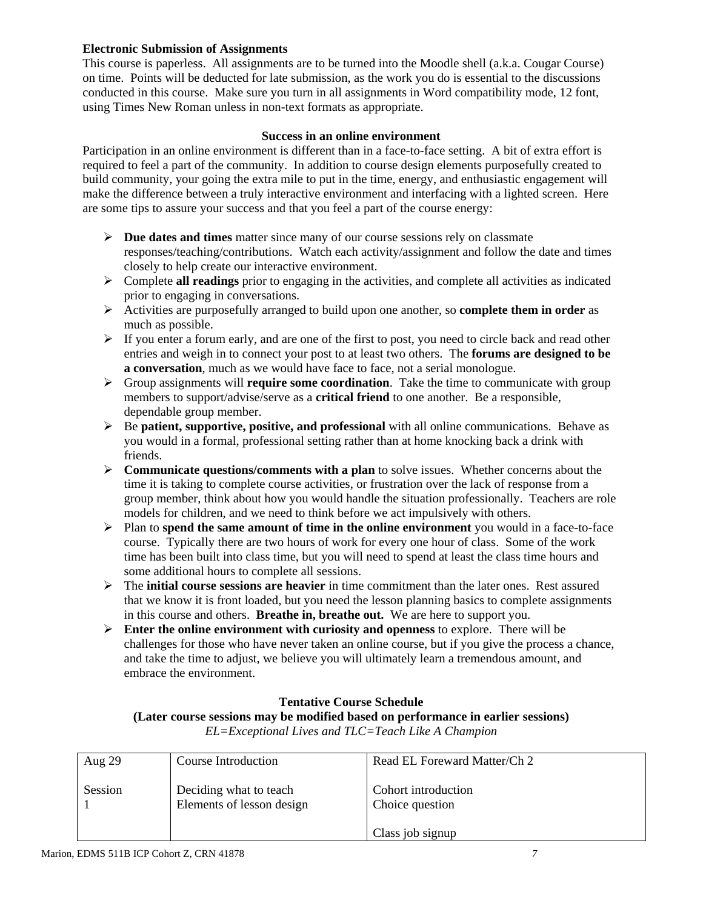**Electronic Submission of Assignments**

This course is paperless. All assignments are to be turned into the Moodle shell (a.k.a. Cougar Course) on time. Points will be deducted for late submission, as the work you do is essential to the discussions conducted in this course. Make sure you turn in all assignments in Word compatibility mode, 12 font, using Times New Roman unless in non-text formats as appropriate.

### Success in an online environment

Participation in an online environment is different than in a face-to-face setting. A bit of extra effort is required to feel a part of the community. In addition to course design elements purposefully created to build community, your going the extra mile to put in the time, energy, and enthusiastic engagement will make the difference between a truly interactive environment and interfacing with a lighted screen. Here are some tips to assure your success and that you feel a part of the course energy:

- **Due dates and times** matter since many of our course sessions rely on classmate responses/teaching/contributions. Watch each activity/assignment and follow the date and times closely to help create our interactive environment.
- Complete **all readings** prior to engaging in the activities, and complete all activities as indicated prior to engaging in conversations.
- Activities are purposefully arranged to build upon one another, so **complete them in order** as much as possible.
- If you enter a forum early, and are one of the first to post, you need to circle back and read other entries and weigh in to connect your post to at least two others. The **forums are designed to be a conversation**, much as we would have face to face, not a serial monologue.
- Group assignments will **require some coordination**. Take the time to communicate with group members to support/advise/serve as a **critical friend** to one another. Be a responsible, dependable group member.
- Be **patient, supportive, positive, and professional** with all online communications. Behave as you would in a formal, professional setting rather than at home knocking back a drink with friends.
- **Communicate questions/comments with a plan** to solve issues. Whether concerns about the time it is taking to complete course activities, or frustration over the lack of response from a group member, think about how you would handle the situation professionally. Teachers are role models for children, and we need to think before we act impulsively with others.
- Plan to **spend the same amount of time in the online environment** you would in a face-to-face course. Typically there are two hours of work for every one hour of class. Some of the work time has been built into class time, but you will need to spend at least the class time hours and some additional hours to complete all sessions.
- The **initial course sessions are heavier** in time commitment than the later ones. Rest assured that we know it is front loaded, but you need the lesson planning basics to complete assignments in this course and others. **Breathe in, breathe out.** We are here to support you.
- **Enter the online environment with curiosity and openness** to explore. There will be challenges for those who have never taken an online course, but if you give the process a chance, and take the time to adjust, we believe you will ultimately learn a tremendous amount, and embrace the environment.

### Tentative Course Schedule
**(Later course sessions may be modified based on performance in earlier sessions)**

*EL=Exceptional Lives and TLC=Teach Like A Champion*

| | | |
|---|---|---|
| Aug 29<br><br>Session 1 | Course Introduction<br><br>Deciding what to teach<br>Elements of lesson design | Read EL Foreward Matter/Ch 2<br><br>Cohort introduction<br>Choice question<br><br>Class job signup |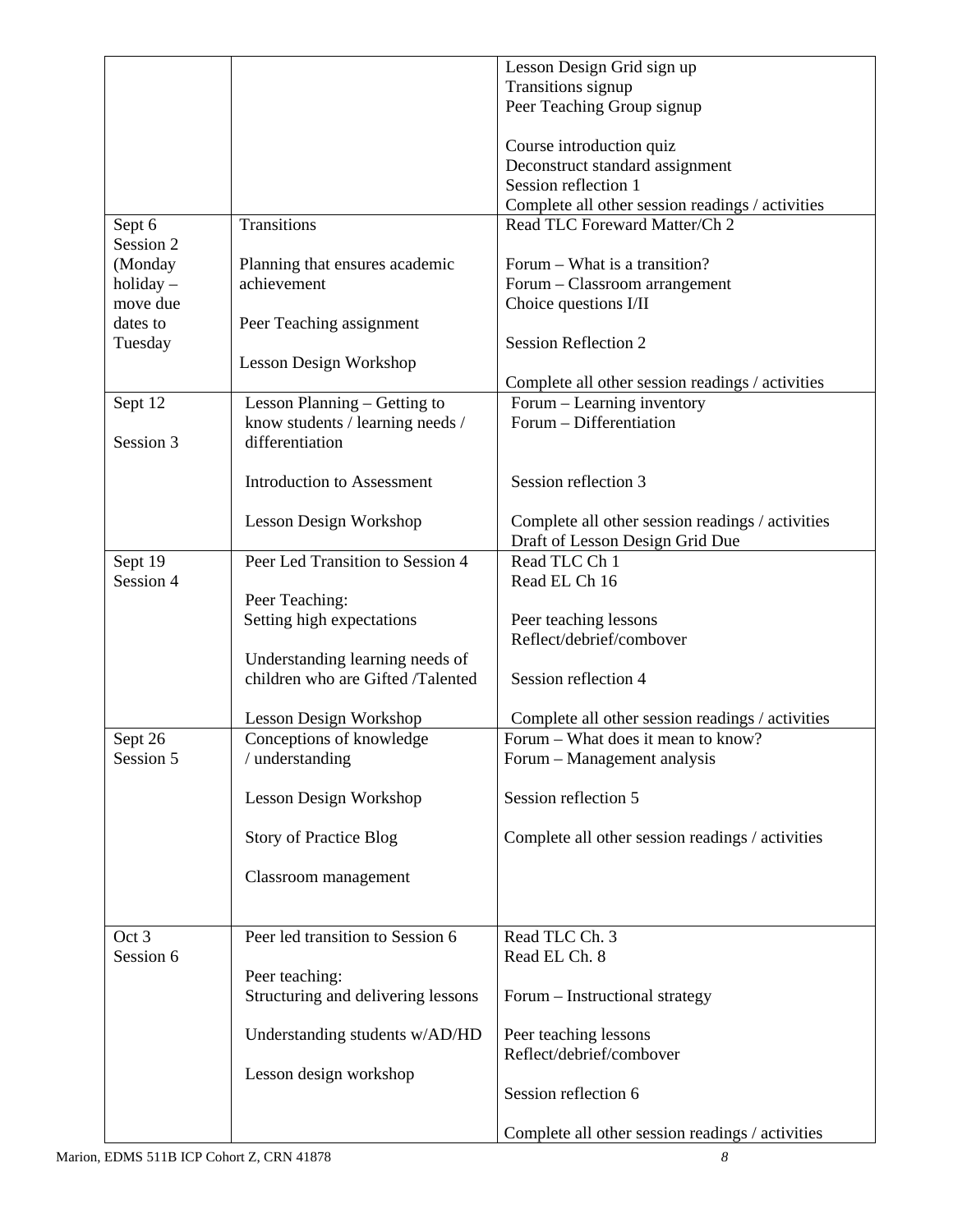| | | |
|---|---|---|
| | | Lesson Design Grid sign up<br>Transitions signup<br>Peer Teaching Group signup<br><br>Course introduction quiz<br>Deconstruct standard assignment<br>Session reflection 1<br>Complete all other session readings / activities |
| Sept 6<br>Session 2<br>(Monday holiday – move due dates to Tuesday | Transitions<br><br>Planning that ensures academic achievement<br><br>Peer Teaching assignment<br><br>Lesson Design Workshop | Read TLC Foreward Matter/Ch 2<br><br>Forum – What is a transition?<br>Forum – Classroom arrangement<br>Choice questions I/II<br><br>Session Reflection 2<br><br>Complete all other session readings / activities |
| Sept 12<br><br>Session 3 | Lesson Planning – Getting to know students / learning needs / differentiation<br><br>Introduction to Assessment<br><br>Lesson Design Workshop | Forum – Learning inventory<br>Forum – Differentiation<br><br>Session reflection 3<br><br>Complete all other session readings / activities<br>Draft of Lesson Design Grid Due |
| Sept 19<br>Session 4 | Peer Led Transition to Session 4<br><br>Peer Teaching:<br>Setting high expectations<br><br>Understanding learning needs of children who are Gifted /Talented<br><br>Lesson Design Workshop | Read TLC Ch 1<br>Read EL Ch 16<br><br>Peer teaching lessons<br>Reflect/debrief/combover<br><br>Session reflection 4<br><br>Complete all other session readings / activities |
| Sept 26<br>Session 5 | Conceptions of knowledge / understanding<br><br>Lesson Design Workshop<br><br>Story of Practice Blog<br><br>Classroom management | Forum – What does it mean to know?<br>Forum – Management analysis<br><br>Session reflection 5<br><br>Complete all other session readings / activities |
| Oct 3<br>Session 6 | Peer led transition to Session 6<br><br>Peer teaching:<br>Structuring and delivering lessons<br><br>Understanding students w/AD/HD<br><br>Lesson design workshop | Read TLC Ch. 3<br>Read EL Ch. 8<br><br>Forum – Instructional strategy<br><br>Peer teaching lessons<br>Reflect/debrief/combover<br><br>Session reflection 6<br><br>Complete all other session readings / activities |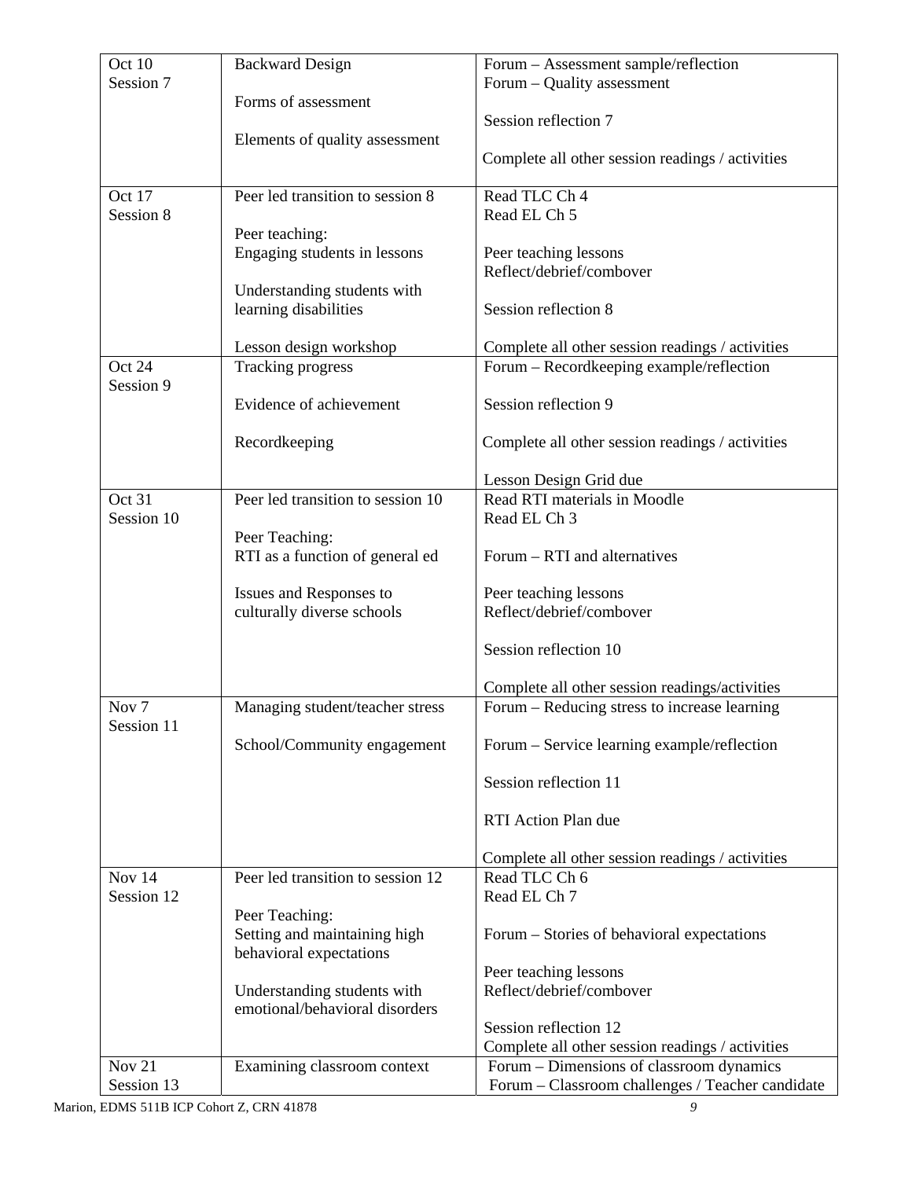| | | |
|---|---|---|
| Oct 10<br>Session 7 | Backward Design<br><br>Forms of assessment<br><br>Elements of quality assessment | Forum – Assessment sample/reflection<br>Forum – Quality assessment<br><br>Session reflection 7<br><br>Complete all other session readings / activities |
| Oct 17<br>Session 8 | Peer led transition to session 8<br><br>Peer teaching:<br>Engaging students in lessons<br><br>Understanding students with learning disabilities<br><br>Lesson design workshop | Read TLC Ch 4<br>Read EL Ch 5<br><br>Peer teaching lessons<br>Reflect/debrief/combover<br><br>Session reflection 8<br><br>Complete all other session readings / activities |
| Oct 24<br>Session 9 | Tracking progress<br><br>Evidence of achievement<br><br>Recordkeeping | Forum – Recordkeeping example/reflection<br><br>Session reflection 9<br><br>Complete all other session readings / activities<br><br>Lesson Design Grid due |
| Oct 31<br>Session 10 | Peer led transition to session 10<br><br>Peer Teaching:<br>RTI as a function of general ed<br><br>Issues and Responses to culturally diverse schools | Read RTI materials in Moodle<br>Read EL Ch 3<br><br>Forum – RTI and alternatives<br><br>Peer teaching lessons<br>Reflect/debrief/combover<br><br>Session reflection 10<br><br>Complete all other session readings/activities |
| Nov 7<br>Session 11 | Managing student/teacher stress<br><br>School/Community engagement | Forum – Reducing stress to increase learning<br><br>Forum – Service learning example/reflection<br><br>Session reflection 11<br><br>RTI Action Plan due<br><br>Complete all other session readings / activities |
| Nov 14<br>Session 12 | Peer led transition to session 12<br><br>Peer Teaching:<br>Setting and maintaining high behavioral expectations<br><br>Understanding students with emotional/behavioral disorders | Read TLC Ch 6<br>Read EL Ch 7<br><br>Forum – Stories of behavioral expectations<br><br>Peer teaching lessons<br>Reflect/debrief/combover<br><br>Session reflection 12<br>Complete all other session readings / activities |
| Nov 21<br>Session 13 | Examining classroom context | Forum – Dimensions of classroom dynamics<br>Forum – Classroom challenges / Teacher candidate |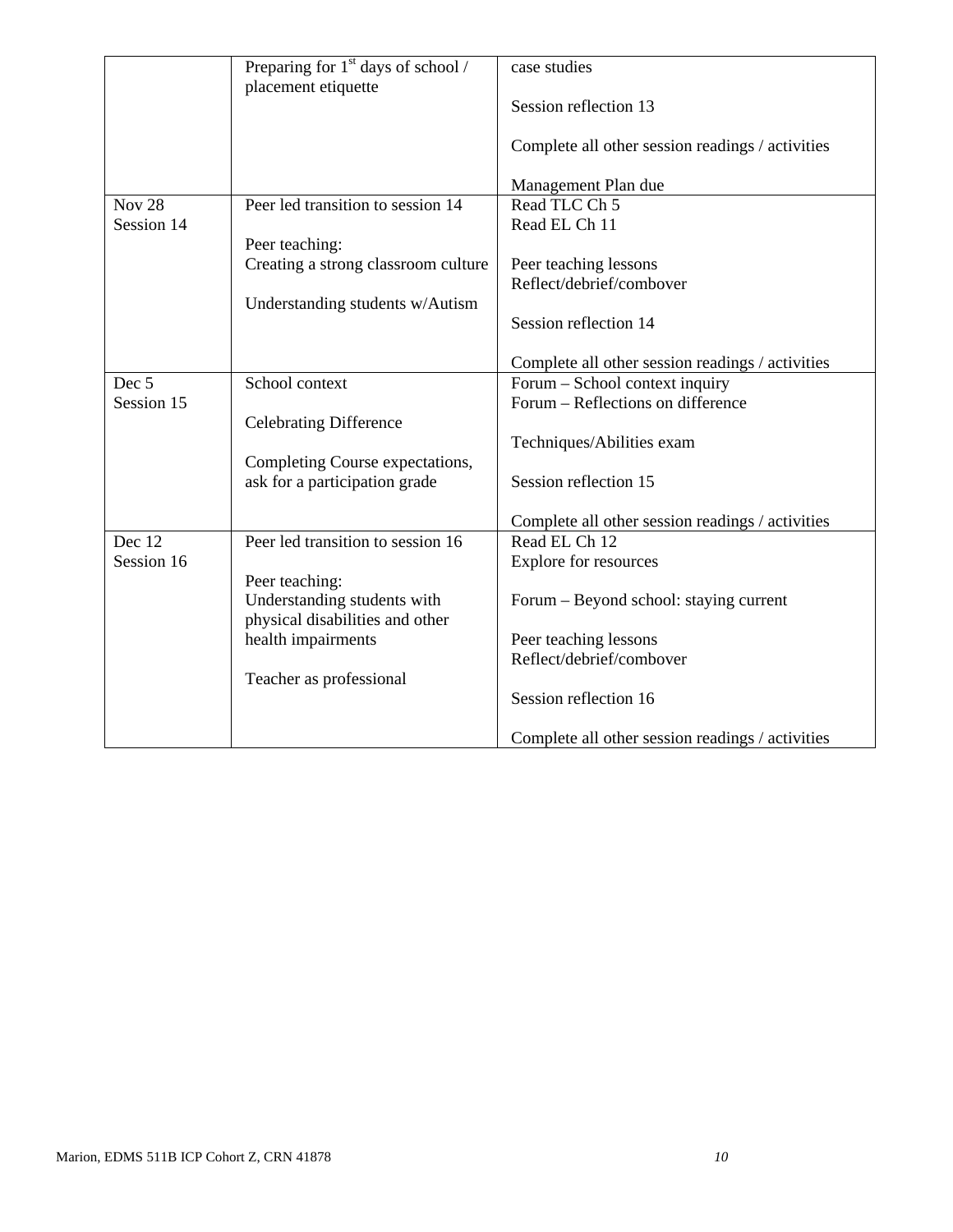| | | |
|---|---|---|
| | Preparing for 1st days of school / placement etiquette | case studies<br><br>Session reflection 13<br><br>Complete all other session readings / activities<br><br>Management Plan due |
| Nov 28<br>Session 14 | Peer led transition to session 14<br><br>Peer teaching:<br>Creating a strong classroom culture<br><br>Understanding students w/Autism | Read TLC Ch 5<br>Read EL Ch 11<br><br>Peer teaching lessons<br>Reflect/debrief/combover<br><br>Session reflection 14<br><br>Complete all other session readings / activities |
| Dec 5<br>Session 15 | School context<br><br>Celebrating Difference<br><br>Completing Course expectations, ask for a participation grade | Forum – School context inquiry<br>Forum – Reflections on difference<br><br>Techniques/Abilities exam<br><br>Session reflection 15<br><br>Complete all other session readings / activities |
| Dec 12<br>Session 16 | Peer led transition to session 16<br><br>Peer teaching:<br>Understanding students with physical disabilities and other health impairments<br><br>Teacher as professional | Read EL Ch 12<br>Explore for resources<br><br>Forum – Beyond school: staying current<br><br>Peer teaching lessons<br>Reflect/debrief/combover<br><br>Session reflection 16<br><br>Complete all other session readings / activities |